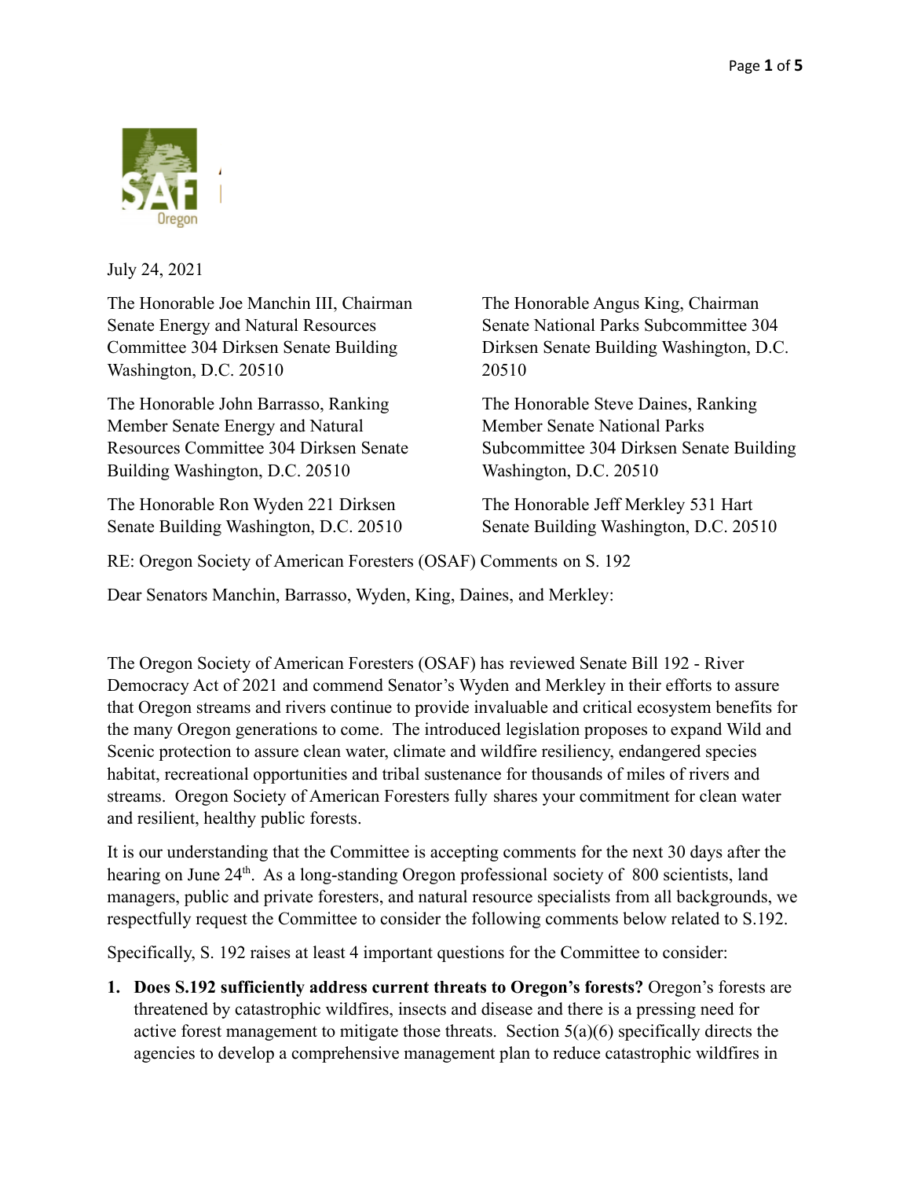July 24, 2021

The Honorable Joe Manchin III, Chairman Senate Energy and Natural Resources Committee 304 Dirksen Senate Building Washington, D.C. 20510

The Honorable John Barrasso, Ranking Member Senate Energy and Natural Resources Committee 304 Dirksen Senate Building Washington, D.C. 20510

The Honorable Ron Wyden 221 Dirksen Senate Building Washington, D.C. 20510

The Honorable Angus King, Chairman Senate National Parks Subcommittee 304 Dirksen Senate Building Washington, D.C. 20510

The Honorable Steve Daines, Ranking Member Senate National Parks Subcommittee 304 Dirksen Senate Building Washington, D.C. 20510

The Honorable Jeff Merkley 531 Hart Senate Building Washington, D.C. 20510

RE: Oregon Society of American Foresters (OSAF) Comments on S. 192

Dear Senators Manchin, Barrasso, Wyden, King, Daines, and Merkley:

The Oregon Society of American Foresters (OSAF) has reviewed Senate Bill 192 - River Democracy Act of 2021 and commend Senator's Wyden and Merkley in their efforts to assure that Oregon streams and rivers continue to provide invaluable and critical ecosystem benefits for the many Oregon generations to come. The introduced legislation proposes to expand Wild and Scenic protection to assure clean water, climate and wildfire resiliency, endangered species habitat, recreational opportunities and tribal sustenance for thousands of miles of rivers and streams. Oregon Society of American Foresters fully shares your commitment for clean water and resilient, healthy public forests.

It is our understanding that the Committee is accepting comments for the next 30 days after the hearing on June 24th. As a long-standing Oregon professional society of 800 scientists, land managers, public and private foresters, and natural resource specialists from all backgrounds, we respectfully request the Committee to consider the following comments below related to S.192.

Specifically, S. 192 raises at least 4 important questions for the Committee to consider:

1. **Does S.192 sufficiently address current threats to Oregon's forests?** Oregon's forests are threatened by catastrophic wildfires, insects and disease and there is a pressing need for active forest management to mitigate those threats. Section 5(a)(6) specifically directs the agencies to develop a comprehensive management plan to reduce catastrophic wildfires in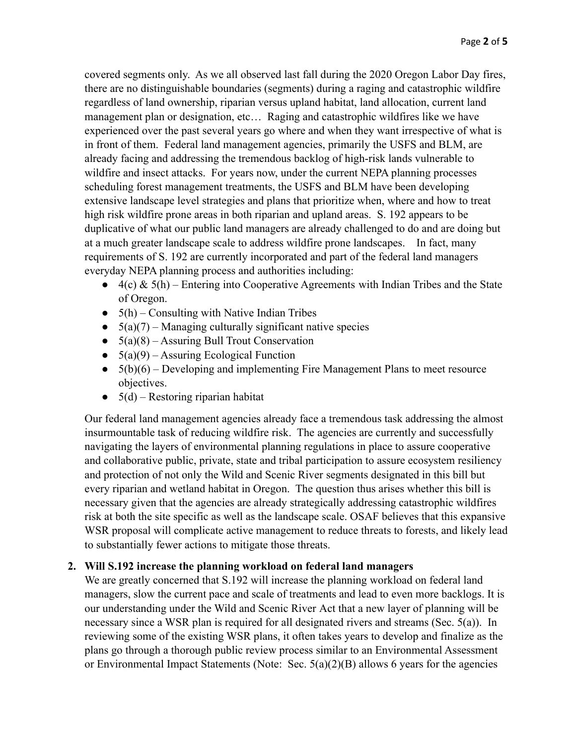covered segments only. As we all observed last fall during the 2020 Oregon Labor Day fires, there are no distinguishable boundaries (segments) during a raging and catastrophic wildfire regardless of land ownership, riparian versus upland habitat, land allocation, current land management plan or designation, etc… Raging and catastrophic wildfires like we have experienced over the past several years go where and when they want irrespective of what is in front of them. Federal land management agencies, primarily the USFS and BLM, are already facing and addressing the tremendous backlog of high-risk lands vulnerable to wildfire and insect attacks. For years now, under the current NEPA planning processes scheduling forest management treatments, the USFS and BLM have been developing extensive landscape level strategies and plans that prioritize when, where and how to treat high risk wildfire prone areas in both riparian and upland areas. S. 192 appears to be duplicative of what our public land managers are already challenged to do and are doing but at a much greater landscape scale to address wildfire prone landscapes. In fact, many requirements of S. 192 are currently incorporated and part of the federal land managers everyday NEPA planning process and authorities including:

- 4(c) & 5(h) – Entering into Cooperative Agreements with Indian Tribes and the State of Oregon.
- 5(h) – Consulting with Native Indian Tribes
- 5(a)(7) – Managing culturally significant native species
- 5(a)(8) – Assuring Bull Trout Conservation
- 5(a)(9) – Assuring Ecological Function
- 5(b)(6) – Developing and implementing Fire Management Plans to meet resource objectives.
- 5(d) – Restoring riparian habitat

Our federal land management agencies already face a tremendous task addressing the almost insurmountable task of reducing wildfire risk. The agencies are currently and successfully navigating the layers of environmental planning regulations in place to assure cooperative and collaborative public, private, state and tribal participation to assure ecosystem resiliency and protection of not only the Wild and Scenic River segments designated in this bill but every riparian and wetland habitat in Oregon. The question thus arises whether this bill is necessary given that the agencies are already strategically addressing catastrophic wildfires risk at both the site specific as well as the landscape scale. OSAF believes that this expansive WSR proposal will complicate active management to reduce threats to forests, and likely lead to substantially fewer actions to mitigate those threats.

**2. Will S.192 increase the planning workload on federal land managers**

We are greatly concerned that S.192 will increase the planning workload on federal land managers, slow the current pace and scale of treatments and lead to even more backlogs. It is our understanding under the Wild and Scenic River Act that a new layer of planning will be necessary since a WSR plan is required for all designated rivers and streams (Sec. 5(a)). In reviewing some of the existing WSR plans, it often takes years to develop and finalize as the plans go through a thorough public review process similar to an Environmental Assessment or Environmental Impact Statements (Note: Sec. 5(a)(2)(B) allows 6 years for the agencies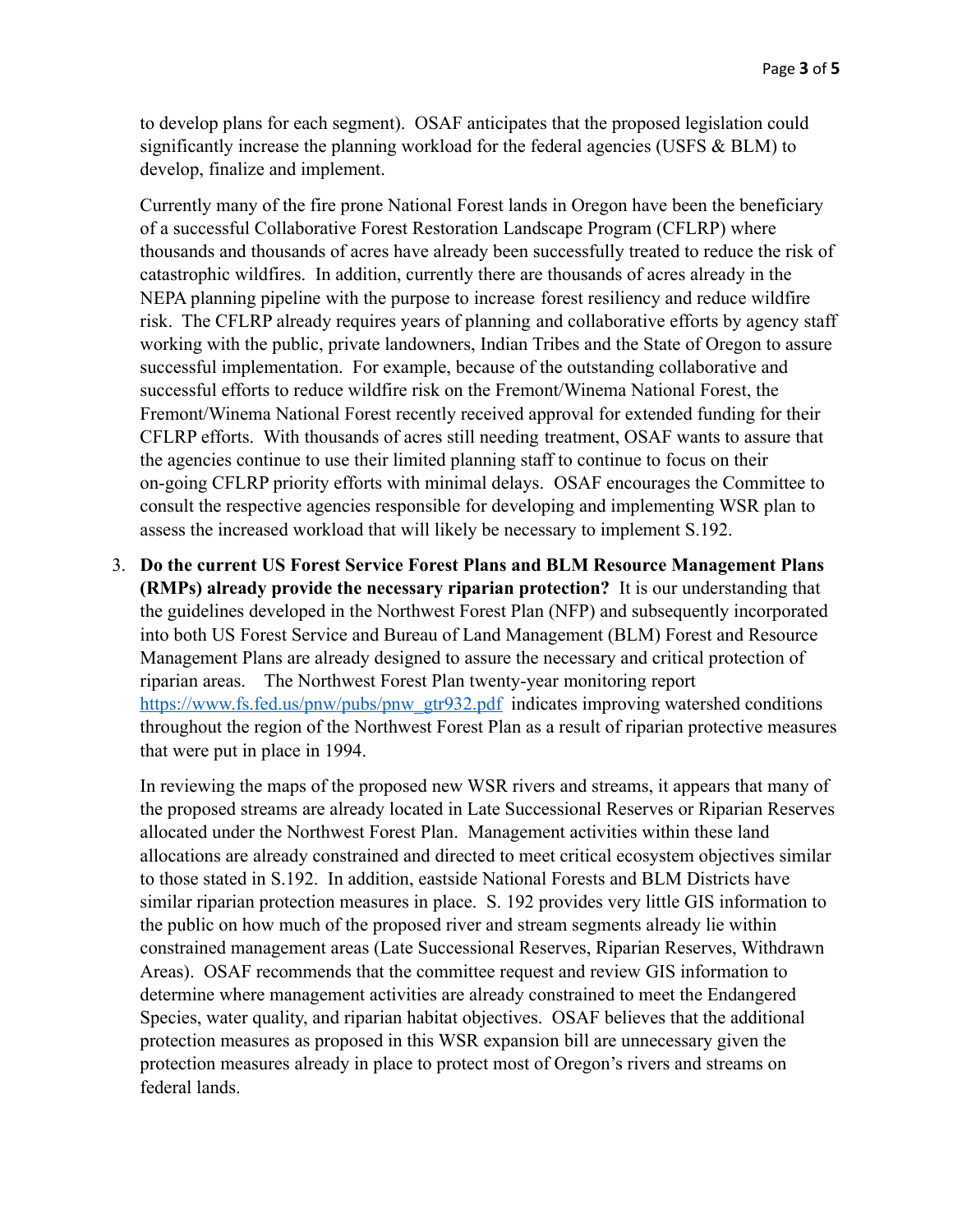to develop plans for each segment). OSAF anticipates that the proposed legislation could significantly increase the planning workload for the federal agencies (USFS & BLM) to develop, finalize and implement.

Currently many of the fire prone National Forest lands in Oregon have been the beneficiary of a successful Collaborative Forest Restoration Landscape Program (CFLRP) where thousands and thousands of acres have already been successfully treated to reduce the risk of catastrophic wildfires. In addition, currently there are thousands of acres already in the NEPA planning pipeline with the purpose to increase forest resiliency and reduce wildfire risk. The CFLRP already requires years of planning and collaborative efforts by agency staff working with the public, private landowners, Indian Tribes and the State of Oregon to assure successful implementation. For example, because of the outstanding collaborative and successful efforts to reduce wildfire risk on the Fremont/Winema National Forest, the Fremont/Winema National Forest recently received approval for extended funding for their CFLRP efforts. With thousands of acres still needing treatment, OSAF wants to assure that the agencies continue to use their limited planning staff to continue to focus on their on-going CFLRP priority efforts with minimal delays. OSAF encourages the Committee to consult the respective agencies responsible for developing and implementing WSR plan to assess the increased workload that will likely be necessary to implement S.192.

3. **Do the current US Forest Service Forest Plans and BLM Resource Management Plans (RMPs) already provide the necessary riparian protection?** It is our understanding that the guidelines developed in the Northwest Forest Plan (NFP) and subsequently incorporated into both US Forest Service and Bureau of Land Management (BLM) Forest and Resource Management Plans are already designed to assure the necessary and critical protection of riparian areas. The Northwest Forest Plan twenty-year monitoring report [https://www.fs.fed.us/pnw/pubs/pnw_gtr932.pdf](https://www.fs.fed.us/pnw/pubs/pnw_gtr932.pdf) indicates improving watershed conditions throughout the region of the Northwest Forest Plan as a result of riparian protective measures that were put in place in 1994.

   In reviewing the maps of the proposed new WSR rivers and streams, it appears that many of the proposed streams are already located in Late Successional Reserves or Riparian Reserves allocated under the Northwest Forest Plan. Management activities within these land allocations are already constrained and directed to meet critical ecosystem objectives similar to those stated in S.192. In addition, eastside National Forests and BLM Districts have similar riparian protection measures in place. S. 192 provides very little GIS information to the public on how much of the proposed river and stream segments already lie within constrained management areas (Late Successional Reserves, Riparian Reserves, Withdrawn Areas). OSAF recommends that the committee request and review GIS information to determine where management activities are already constrained to meet the Endangered Species, water quality, and riparian habitat objectives. OSAF believes that the additional protection measures as proposed in this WSR expansion bill are unnecessary given the protection measures already in place to protect most of Oregon's rivers and streams on federal lands.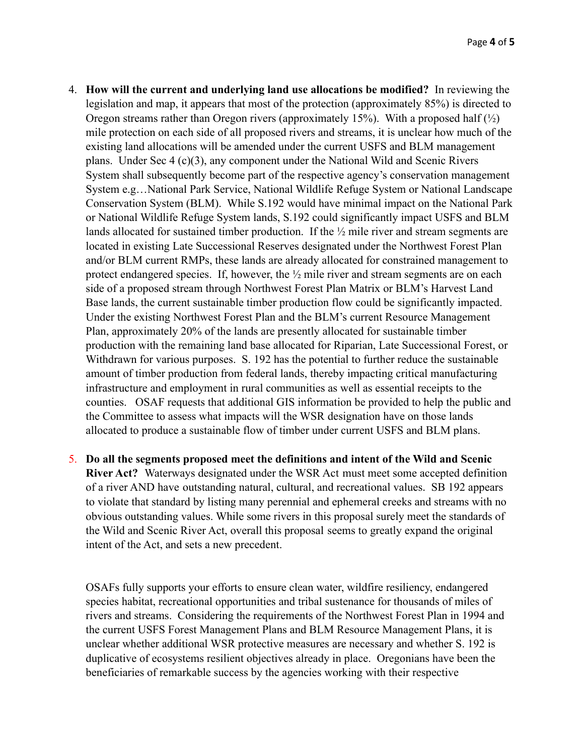4. **How will the current and underlying land use allocations be modified?** In reviewing the legislation and map, it appears that most of the protection (approximately 85%) is directed to Oregon streams rather than Oregon rivers (approximately 15%). With a proposed half (½) mile protection on each side of all proposed rivers and streams, it is unclear how much of the existing land allocations will be amended under the current USFS and BLM management plans. Under Sec 4 (c)(3), any component under the National Wild and Scenic Rivers System shall subsequently become part of the respective agency's conservation management System e.g…National Park Service, National Wildlife Refuge System or National Landscape Conservation System (BLM). While S.192 would have minimal impact on the National Park or National Wildlife Refuge System lands, S.192 could significantly impact USFS and BLM lands allocated for sustained timber production. If the ½ mile river and stream segments are located in existing Late Successional Reserves designated under the Northwest Forest Plan and/or BLM current RMPs, these lands are already allocated for constrained management to protect endangered species. If, however, the ½ mile river and stream segments are on each side of a proposed stream through Northwest Forest Plan Matrix or BLM's Harvest Land Base lands, the current sustainable timber production flow could be significantly impacted. Under the existing Northwest Forest Plan and the BLM's current Resource Management Plan, approximately 20% of the lands are presently allocated for sustainable timber production with the remaining land base allocated for Riparian, Late Successional Forest, or Withdrawn for various purposes. S. 192 has the potential to further reduce the sustainable amount of timber production from federal lands, thereby impacting critical manufacturing infrastructure and employment in rural communities as well as essential receipts to the counties. OSAF requests that additional GIS information be provided to help the public and the Committee to assess what impacts will the WSR designation have on those lands allocated to produce a sustainable flow of timber under current USFS and BLM plans.

5. **Do all the segments proposed meet the definitions and intent of the Wild and Scenic River Act?** Waterways designated under the WSR Act must meet some accepted definition of a river AND have outstanding natural, cultural, and recreational values. SB 192 appears to violate that standard by listing many perennial and ephemeral creeks and streams with no obvious outstanding values. While some rivers in this proposal surely meet the standards of the Wild and Scenic River Act, overall this proposal seems to greatly expand the original intent of the Act, and sets a new precedent.

OSAFs fully supports your efforts to ensure clean water, wildfire resiliency, endangered species habitat, recreational opportunities and tribal sustenance for thousands of miles of rivers and streams. Considering the requirements of the Northwest Forest Plan in 1994 and the current USFS Forest Management Plans and BLM Resource Management Plans, it is unclear whether additional WSR protective measures are necessary and whether S. 192 is duplicative of ecosystems resilient objectives already in place. Oregonians have been the beneficiaries of remarkable success by the agencies working with their respective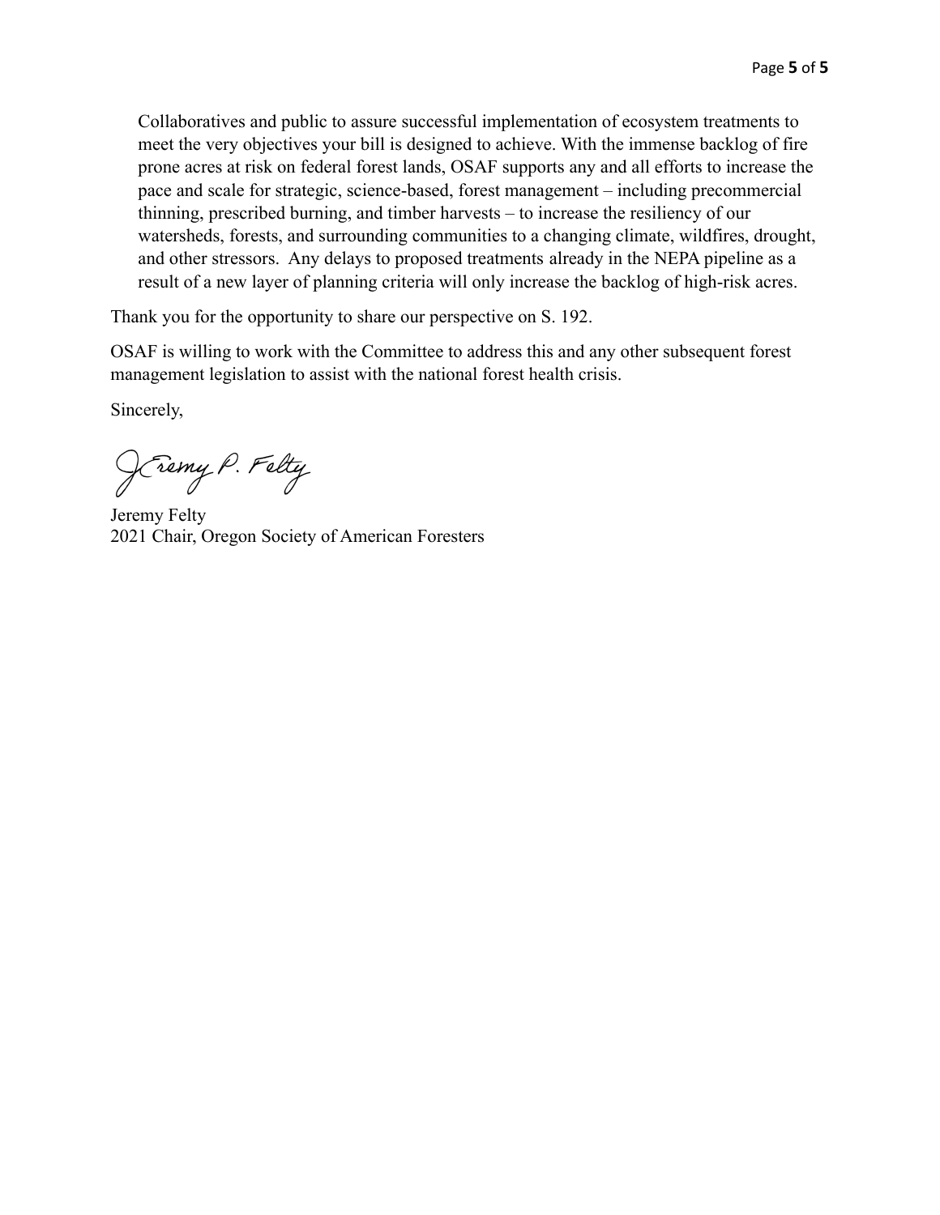Collaboratives and public to assure successful implementation of ecosystem treatments to meet the very objectives your bill is designed to achieve. With the immense backlog of fire prone acres at risk on federal forest lands, OSAF supports any and all efforts to increase the pace and scale for strategic, science-based, forest management – including precommercial thinning, prescribed burning, and timber harvests – to increase the resiliency of our watersheds, forests, and surrounding communities to a changing climate, wildfires, drought, and other stressors. Any delays to proposed treatments already in the NEPA pipeline as a result of a new layer of planning criteria will only increase the backlog of high-risk acres.

Thank you for the opportunity to share our perspective on S. 192.

OSAF is willing to work with the Committee to address this and any other subsequent forest management legislation to assist with the national forest health crisis.

Sincerely,

Jeremy P. Felty

Jeremy Felty
2021 Chair, Oregon Society of American Foresters